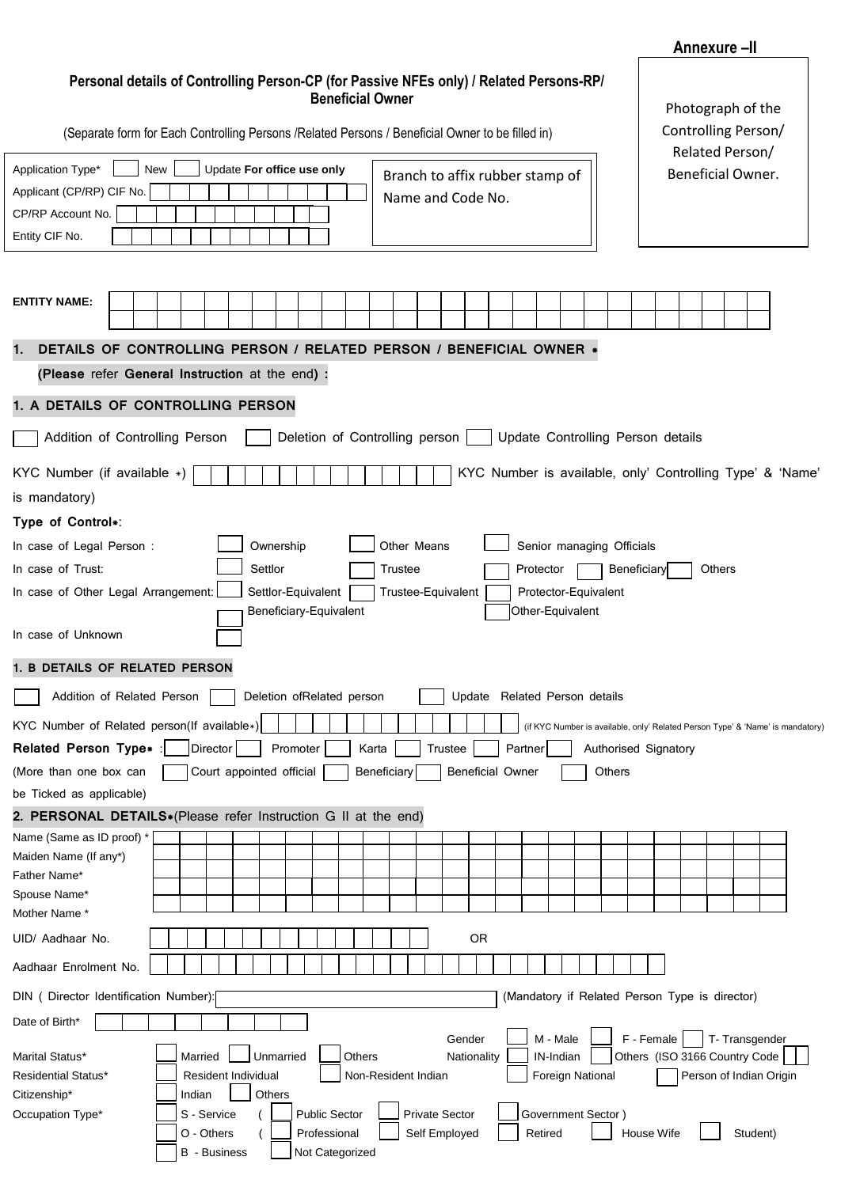**Annexure –II**

## Personal details of Controlling Person-CP (for Passive NFEs only) / Related Persons-RP/ Beneficial Owner

(Separate form for Each Controlling Persons /Related Persons / Beneficial Owner to be filled in)

Photograph of the Controlling Person/ Related Person/ Beneficial Owner.

Application Type* ☐ New ☐ Update **For office use only**

Applicant (CP/RP) CIF No.

CP/RP Account No.

Entity CIF No.

Branch to affix rubber stamp of Name and Code No.

**ENTITY NAME:**

### 1. DETAILS OF CONTROLLING PERSON / RELATED PERSON / BENEFICIAL OWNER *

**(Please** refer **General Instruction** at the end**) :**

### 1. A DETAILS OF CONTROLLING PERSON

☐ Addition of Controlling Person ☐ Deletion of Controlling person ☐ Update Controlling Person details

KYC Number (if available *) ☐ KYC Number is available, only' Controlling Type' & 'Name' is mandatory)

**Type of Control***:

In case of Legal Person : ☐ Ownership ☐ Other Means ☐ Senior managing Officials

In case of Trust: ☐ Settlor ☐ Trustee ☐ Protector ☐ Beneficiary ☐ Others

In case of Other Legal Arrangement: ☐ Settlor-Equivalent ☐ Trustee-Equivalent ☐ Protector-Equivalent ☐ Beneficiary-Equivalent ☐ Other-Equivalent

In case of Unknown ☐

### 1. B DETAILS OF RELATED PERSON

☐ Addition of Related Person ☐ Deletion ofRelated person ☐ Update Related Person details

KYC Number of Related person(If available*) (if KYC Number is available, only' Related Person Type' & 'Name' is mandatory)

**Related Person Type*** : ☐ Director ☐ Promoter ☐ Karta ☐ Trustee ☐ Partner ☐ Authorised Signatory ☐ Court appointed official ☐ Beneficiary ☐ Beneficial Owner ☐ Others

(More than one box can be Ticked as applicable)

### 2. PERSONAL DETAILS*(Please refer Instruction G II at the end)

Name (Same as ID proof) *

Maiden Name (If any*)

Father Name*

Spouse Name*

Mother Name *

UID/ Aadhaar No. OR

Aadhaar Enrolment No.

DIN ( Director Identification Number): (Mandatory if Related Person Type is director)

Date of Birth*

Gender ☐ M - Male ☐ F - Female ☐ T- Transgender

Marital Status* ☐ Married ☐ Unmarried ☐ Others

Nationality ☐ IN-Indian ☐ Others (ISO 3166 Country Code ☐☐)

Residential Status* ☐ Resident Individual ☐ Non-Resident Indian ☐ Foreign National ☐ Person of Indian Origin

Citizenship* ☐ Indian ☐ Others

Occupation Type* ☐ S - Service ( ☐ Public Sector ☐ Private Sector ☐ Government Sector )

☐ O - Others ( ☐ Professional ☐ Self Employed ☐ Retired ☐ House Wife ☐ Student)

☐ B - Business ☐ Not Categorized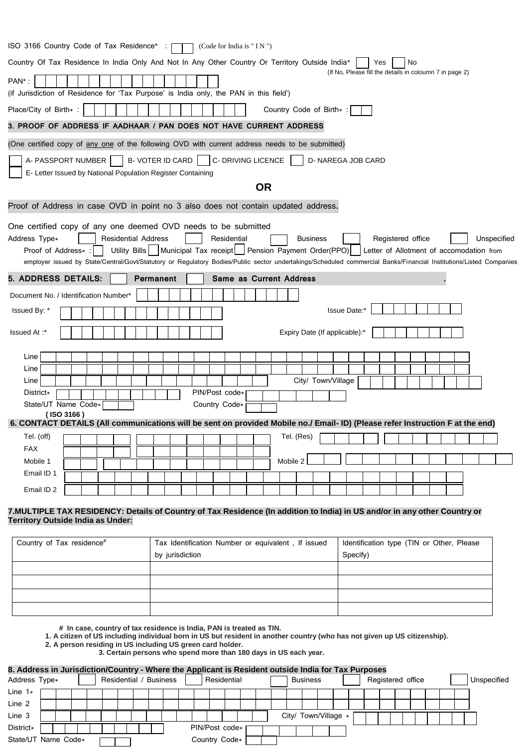ISO 3166 Country Code of Tax Residence* : ☐☐ (Code for India is " I N ")

Country Of Tax Residence In India Only And Not In Any Other Country Or Territory Outside India* ☐ Yes ☐ No
(If No, Please fill the details in coloumn 7 in page 2)

PAN* :
(if Jurisdiction of Residence for 'Tax Purpose' is India only, the PAN in this field')

Place/City of Birth* : Country Code of Birth* :

### 3. PROOF OF ADDRESS IF AADHAAR / PAN DOES NOT HAVE CURRENT ADDRESS

(One certified copy of any one of the following OVD with current address needs to be submitted)

☐ A- PASSPORT NUMBER ☐ B- VOTER ID CARD ☐ C- DRIVING LICENCE ☐ D- NAREGA JOB CARD
☐ E- Letter Issued by National Population Register Containing

**OR**

Proof of Address in case OVD in point no 3 also does not contain updated address.

One certified copy of any one deemed OVD needs to be submitted

Address Type* ☐ Residential Address ☐ Residential ☐ Business ☐ Registered office ☐ Unspecified

Proof of Address* : ☐ Utility Bills ☐ Municipal Tax receipt ☐ Pension Payment Order(PPO) ☐ Letter of Allotment of accomodation from employer issued by State/Central/Govt/Statutory or Regulatory Bodies/Public sector undertakings/Scheduled commercial Banks/Financial Institutions/Listed Companies

### 5. ADDRESS DETAILS: ☐ Permanent ☐ Same as Current Address .

Document No. / Identification Number*

Issued By: * Issue Date:*

Issued At :* Expiry Date (If applicable):*

Line

Line

Line City/ Town/Village

District* PIN/Post code*

State/UT Name Code* Country Code*
(ISO 3166)

### 6. CONTACT DETAILS (All communications will be sent on provided Mobile no./ Email- ID) (Please refer Instruction F at the end)

Tel. (off) Tel. (Res)

FAX

Mobile 1 Mobile 2

Email ID 1

Email ID 2

### 7.MULTIPLE TAX RESIDENCY: Details of Country of Tax Residence (In addition to India) in US and/or in any other Country or Territory Outside India as Under:

| Country of Tax residence# | Tax Identification Number or equivalent , If issued by jurisdiction | Identification type (TIN or Other, Please Specify) |
|---|---|---|
| | | |
| | | |
| | | |
| | | |

**# In case, country of tax residence is India, PAN is treated as TIN.**

**1. A citizen of US including individual born in US but resident in another country (who has not given up US citizenship).**

**2. A person residing in US including US green card holder.**

**3. Certain persons who spend more than 180 days in US each year.**

### 8. Address in Jurisdiction/Country - Where the Applicant is Resident outside India for Tax Purposes

Address Type* ☐ Residential / Business ☐ Residential ☐ Business ☐ Registered office ☐ Unspecified

Line 1*

Line 2

Line 3 City/ Town/Village *

District* PIN/Post code*

State/UT Name Code* Country Code*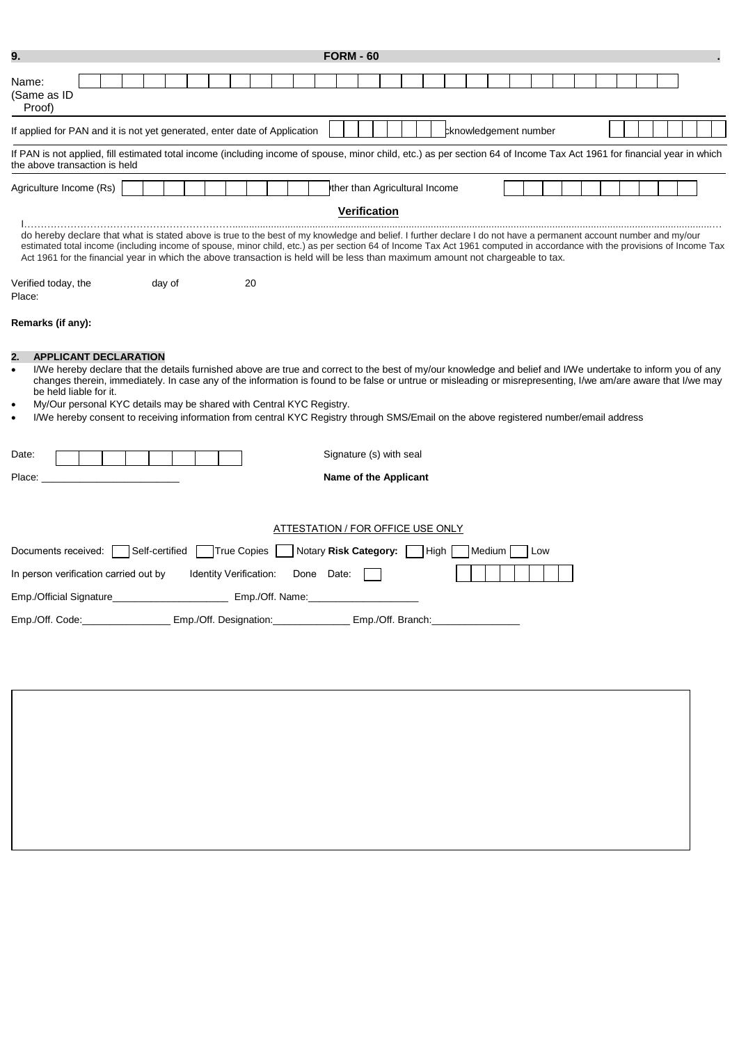**9.** **FORM - 60**

Name: (Same as ID Proof)

If applied for PAN and it is not yet generated, enter date of Application | | Acknowledgement number

If PAN is not applied, fill estimated total income (including income of spouse, minor child, etc.) as per section 64 of Income Tax Act 1961 for financial year in which the above transaction is held

Agriculture Income (Rs) | | Other than Agricultural Income

## Verification

I…………………………………………………………………………………………………………………………………………………………………………………………

do hereby declare that what is stated above is true to the best of my knowledge and belief. I further declare I do not have a permanent account number and my/our estimated total income (including income of spouse, minor child, etc.) as per section 64 of Income Tax Act 1961 computed in accordance with the provisions of Income Tax Act 1961 for the financial year in which the above transaction is held will be less than maximum amount not chargeable to tax.

Verified today, the day of 20

Place:

**Remarks (if any):**

## 2. APPLICANT DECLARATION

- I/We hereby declare that the details furnished above are true and correct to the best of my/our knowledge and belief and I/We undertake to inform you of any changes therein, immediately. In case any of the information is found to be false or untrue or misleading or misrepresenting, I/we am/are aware that I/we may be held liable for it.
- My/Our personal KYC details may be shared with Central KYC Registry.
- I/We hereby consent to receiving information from central KYC Registry through SMS/Email on the above registered number/email address

Date:

Place: ________________________

Signature (s) with seal

**Name of the Applicant**

ATTESTATION / FOR OFFICE USE ONLY

Documents received: ☐ Self-certified ☐ True Copies ☐ Notary **Risk Category:** ☐ High ☐ Medium ☐ Low

In person verification carried out by Identity Verification: Done Date:

Emp./Official Signature____________________ Emp./Off. Name:____________________

Emp./Off. Code:________________ Emp./Off. Designation:______________ Emp./Off. Branch:________________